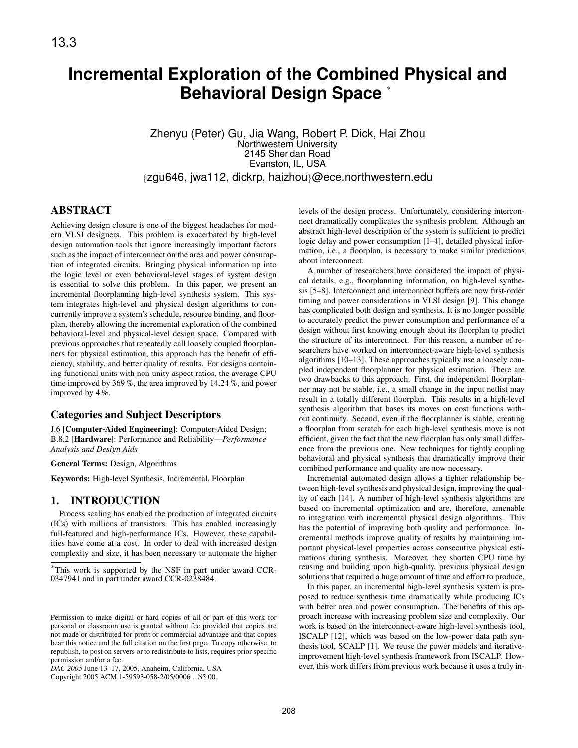# Incremental Exploration of the Combined Physical and Behavioral Design Space *

Zhenyu (Peter) Gu, Jia Wang, Robert P. Dick, Hai Zhou
Northwestern University
2145 Sheridan Road
Evanston, IL, USA
{zgu646, jwa112, dickrp, haizhou}@ece.northwestern.edu

## ABSTRACT

Achieving design closure is one of the biggest headaches for modern VLSI designers. This problem is exacerbated by high-level design automation tools that ignore increasingly important factors such as the impact of interconnect on the area and power consumption of integrated circuits. Bringing physical information up into the logic level or even behavioral-level stages of system design is essential to solve this problem. In this paper, we present an incremental floorplanning high-level synthesis system. This system integrates high-level and physical design algorithms to concurrently improve a system's schedule, resource binding, and floorplan, thereby allowing the incremental exploration of the combined behavioral-level and physical-level design space. Compared with previous approaches that repeatedly call loosely coupled floorplanners for physical estimation, this approach has the benefit of efficiency, stability, and better quality of results. For designs containing functional units with non-unity aspect ratios, the average CPU time improved by 369 %, the area improved by 14.24 %, and power improved by 4 %.

### Categories and Subject Descriptors

J.6 [**Computer-Aided Engineering**]: Computer-Aided Design; B.8.2 [**Hardware**]: Performance and Reliability—*Performance Analysis and Design Aids*

**General Terms:** Design, Algorithms

**Keywords:** High-level Synthesis, Incremental, Floorplan

## 1. INTRODUCTION

Process scaling has enabled the production of integrated circuits (ICs) with millions of transistors. This has enabled increasingly full-featured and high-performance ICs. However, these capabilities have come at a cost. In order to deal with increased design complexity and size, it has been necessary to automate the higher levels of the design process. Unfortunately, considering interconnect dramatically complicates the synthesis problem. Although an abstract high-level description of the system is sufficient to predict logic delay and power consumption [1–4], detailed physical information, i.e., a floorplan, is necessary to make similar predictions about interconnect.

A number of researchers have considered the impact of physical details, e.g., floorplanning information, on high-level synthesis [5–8]. Interconnect and interconnect buffers are now first-order timing and power considerations in VLSI design [9]. This change has complicated both design and synthesis. It is no longer possible to accurately predict the power consumption and performance of a design without first knowing enough about its floorplan to predict the structure of its interconnect. For this reason, a number of researchers have worked on interconnect-aware high-level synthesis algorithms [10–13]. These approaches typically use a loosely coupled independent floorplanner for physical estimation. There are two drawbacks to this approach. First, the independent floorplanner may not be stable, i.e., a small change in the input netlist may result in a totally different floorplan. This results in a high-level synthesis algorithm that bases its moves on cost functions without continuity. Second, even if the floorplanner is stable, creating a floorplan from scratch for each high-level synthesis move is not efficient, given the fact that the new floorplan has only small difference from the previous one. New techniques for tightly coupling behavioral and physical synthesis that dramatically improve their combined performance and quality are now necessary.

Incremental automated design allows a tighter relationship between high-level synthesis and physical design, improving the quality of each [14]. A number of high-level synthesis algorithms are based on incremental optimization and are, therefore, amenable to integration with incremental physical design algorithms. This has the potential of improving both quality and performance. Incremental methods improve quality of results by maintaining important physical-level properties across consecutive physical estimations during synthesis. Moreover, they shorten CPU time by reusing and building upon high-quality, previous physical design solutions that required a huge amount of time and effort to produce.

In this paper, an incremental high-level synthesis system is proposed to reduce synthesis time dramatically while producing ICs with better area and power consumption. The benefits of this approach increase with increasing problem size and complexity. Our work is based on the interconnect-aware high-level synthesis tool, ISCALP [12], which was based on the low-power data path synthesis tool, SCALP [1]. We reuse the power models and iterative-improvement high-level synthesis framework from ISCALP. However, this work differs from previous work because it uses a truly in-

*This work is supported by the NSF in part under award CCR-0347941 and in part under award CCR-0238484.

Permission to make digital or hard copies of all or part of this work for personal or classroom use is granted without fee provided that copies are not made or distributed for profit or commercial advantage and that copies bear this notice and the full citation on the first page. To copy otherwise, to republish, to post on servers or to redistribute to lists, requires prior specific permission and/or a fee.
*DAC 2005* June 13–17, 2005, Anaheim, California, USA
Copyright 2005 ACM 1-59593-058-2/05/0006 ...$5.00.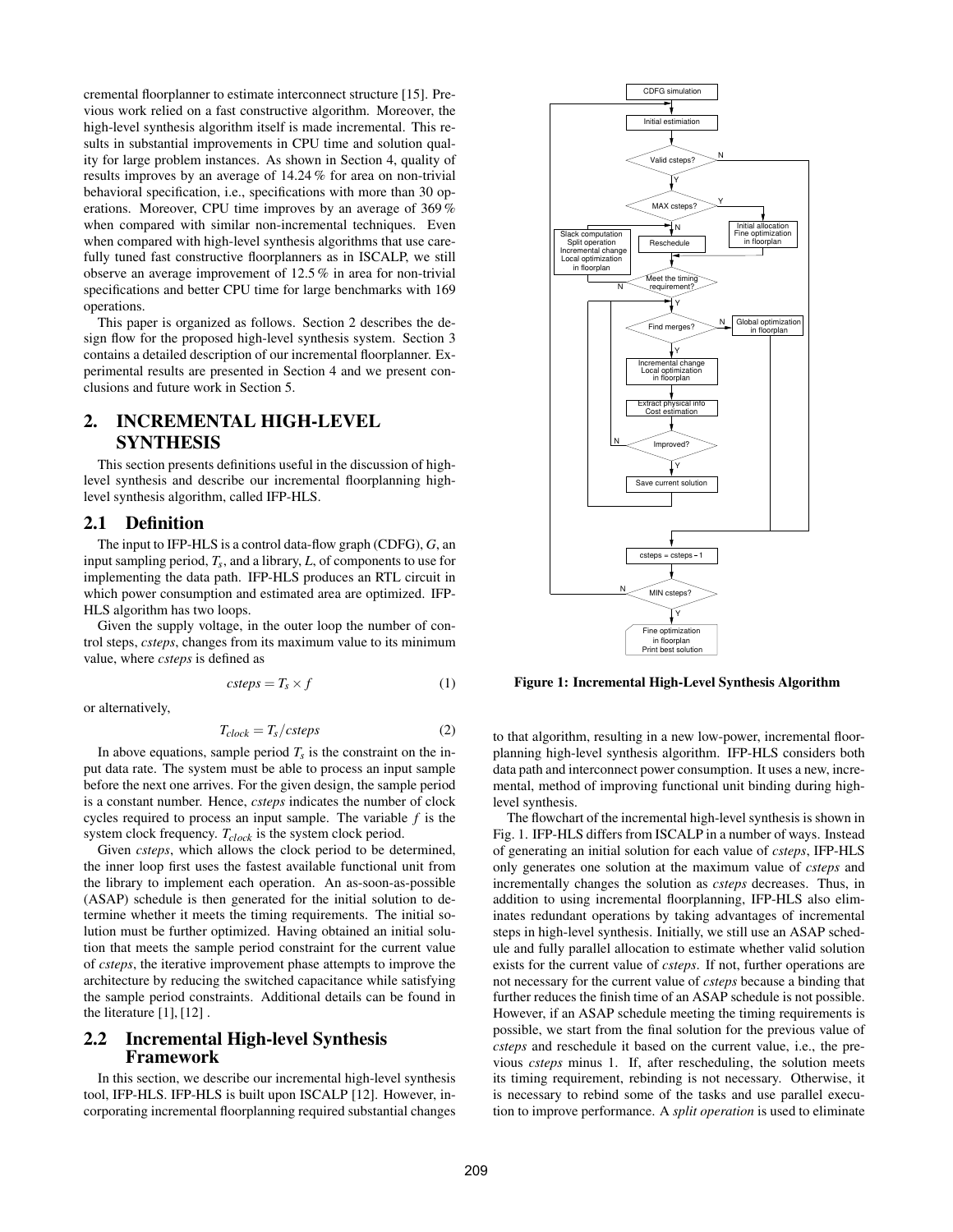cremental floorplanner to estimate interconnect structure [15]. Previous work relied on a fast constructive algorithm. Moreover, the high-level synthesis algorithm itself is made incremental. This results in substantial improvements in CPU time and solution quality for large problem instances. As shown in Section 4, quality of results improves by an average of 14.24 % for area on non-trivial behavioral specification, i.e., specifications with more than 30 operations. Moreover, CPU time improves by an average of 369 % when compared with similar non-incremental techniques. Even when compared with high-level synthesis algorithms that use carefully tuned fast constructive floorplanners as in ISCALP, we still observe an average improvement of 12.5 % in area for non-trivial specifications and better CPU time for large benchmarks with 169 operations.

This paper is organized as follows. Section 2 describes the design flow for the proposed high-level synthesis system. Section 3 contains a detailed description of our incremental floorplanner. Experimental results are presented in Section 4 and we present conclusions and future work in Section 5.

## 2. INCREMENTAL HIGH-LEVEL SYNTHESIS

This section presents definitions useful in the discussion of high-level synthesis and describe our incremental floorplanning high-level synthesis algorithm, called IFP-HLS.

### 2.1 Definition

The input to IFP-HLS is a control data-flow graph (CDFG), *G*, an input sampling period, $T_s$, and a library, *L*, of components to use for implementing the data path. IFP-HLS produces an RTL circuit in which power consumption and estimated area are optimized. IFP-HLS algorithm has two loops.

Given the supply voltage, in the outer loop the number of control steps, *csteps*, changes from its maximum value to its minimum value, where *csteps* is defined as

$$csteps = T_s \times f \tag{1}$$

or alternatively,

$$T_{clock} = T_s / csteps \tag{2}$$

In above equations, sample period $T_s$ is the constraint on the input data rate. The system must be able to process an input sample before the next one arrives. For the given design, the sample period is a constant number. Hence, *csteps* indicates the number of clock cycles required to process an input sample. The variable $f$ is the system clock frequency. $T_{clock}$ is the system clock period.

Given *csteps*, which allows the clock period to be determined, the inner loop first uses the fastest available functional unit from the library to implement each operation. An as-soon-as-possible (ASAP) schedule is then generated for the initial solution to determine whether it meets the timing requirements. The initial solution must be further optimized. Having obtained an initial solution that meets the sample period constraint for the current value of *csteps*, the iterative improvement phase attempts to improve the architecture by reducing the switched capacitance while satisfying the sample period constraints. Additional details can be found in the literature [1], [12] .

### 2.2 Incremental High-level Synthesis Framework

In this section, we describe our incremental high-level synthesis tool, IFP-HLS. IFP-HLS is built upon ISCALP [12]. However, incorporating incremental floorplanning required substantial changes to that algorithm, resulting in a new low-power, incremental floorplanning high-level synthesis algorithm. IFP-HLS considers both data path and interconnect power consumption. It uses a new, incremental, method of improving functional unit binding during high-level synthesis.

**Figure 1: Incremental High-Level Synthesis Algorithm**

The flowchart of the incremental high-level synthesis is shown in Fig. 1. IFP-HLS differs from ISCALP in a number of ways. Instead of generating an initial solution for each value of *csteps*, IFP-HLS only generates one solution at the maximum value of *csteps* and incrementally changes the solution as *csteps* decreases. Thus, in addition to using incremental floorplanning, IFP-HLS also eliminates redundant operations by taking advantages of incremental steps in high-level synthesis. Initially, we still use an ASAP schedule and fully parallel allocation to estimate whether valid solution exists for the current value of *csteps*. If not, further operations are not necessary for the current value of *csteps* because a binding that further reduces the finish time of an ASAP schedule is not possible. However, if an ASAP schedule meeting the timing requirements is possible, we start from the final solution for the previous value of *csteps* and reschedule it based on the current value, i.e., the previous *csteps* minus 1. If, after rescheduling, the solution meets its timing requirement, rebinding is not necessary. Otherwise, it is necessary to rebind some of the tasks and use parallel execution to improve performance. A *split operation* is used to eliminate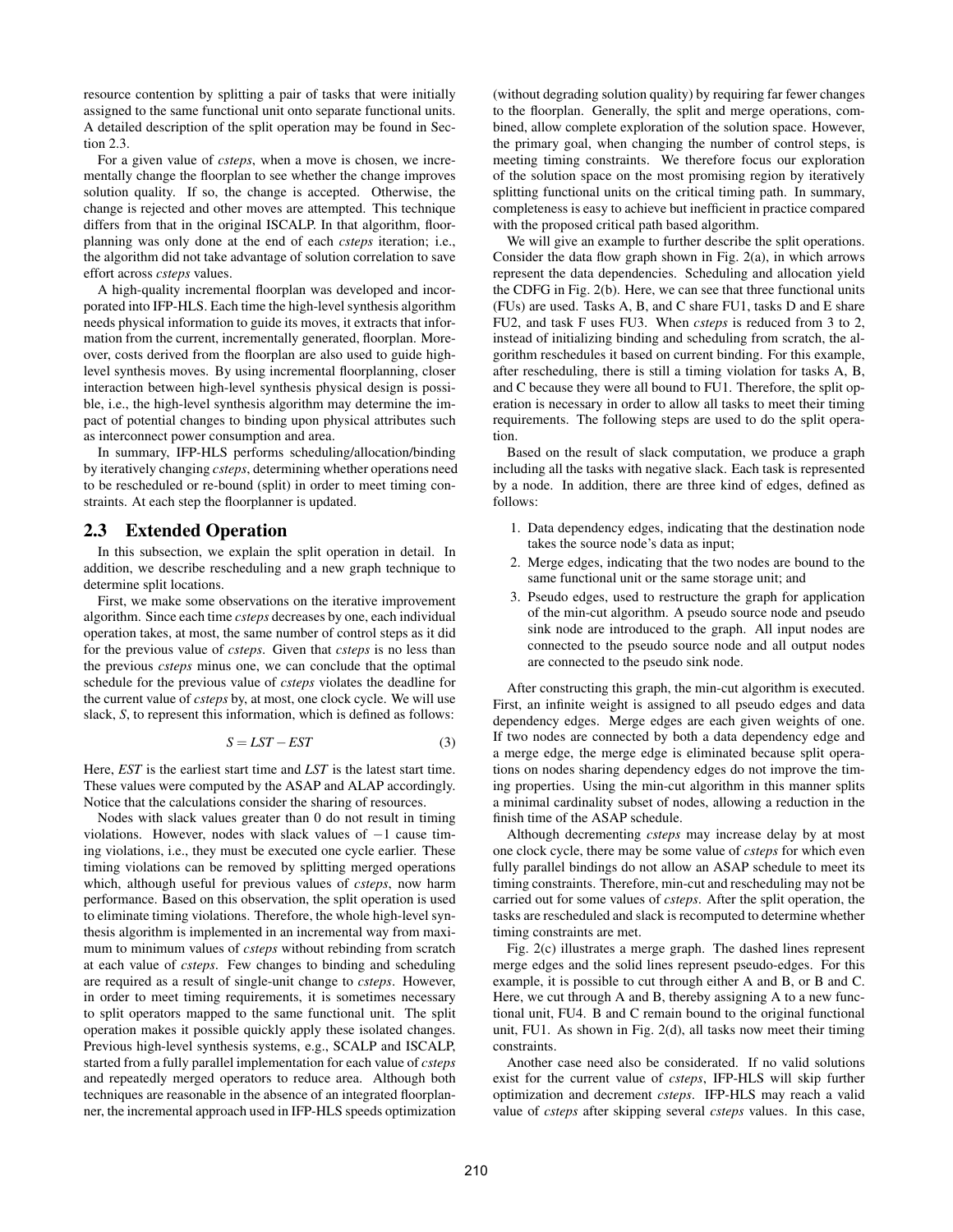resource contention by splitting a pair of tasks that were initially assigned to the same functional unit onto separate functional units. A detailed description of the split operation may be found in Section 2.3.

For a given value of *csteps*, when a move is chosen, we incrementally change the floorplan to see whether the change improves solution quality. If so, the change is accepted. Otherwise, the change is rejected and other moves are attempted. This technique differs from that in the original ISCALP. In that algorithm, floorplanning was only done at the end of each *csteps* iteration; i.e., the algorithm did not take advantage of solution correlation to save effort across *csteps* values.

A high-quality incremental floorplan was developed and incorporated into IFP-HLS. Each time the high-level synthesis algorithm needs physical information to guide its moves, it extracts that information from the current, incrementally generated, floorplan. Moreover, costs derived from the floorplan are also used to guide high-level synthesis moves. By using incremental floorplanning, closer interaction between high-level synthesis physical design is possible, i.e., the high-level synthesis algorithm may determine the impact of potential changes to binding upon physical attributes such as interconnect power consumption and area.

In summary, IFP-HLS performs scheduling/allocation/binding by iteratively changing *csteps*, determining whether operations need to be rescheduled or re-bound (split) in order to meet timing constraints. At each step the floorplanner is updated.

## 2.3 Extended Operation

In this subsection, we explain the split operation in detail. In addition, we describe rescheduling and a new graph technique to determine split locations.

First, we make some observations on the iterative improvement algorithm. Since each time *csteps* decreases by one, each individual operation takes, at most, the same number of control steps as it did for the previous value of *csteps*. Given that *csteps* is no less than the previous *csteps* minus one, we can conclude that the optimal schedule for the previous value of *csteps* violates the deadline for the current value of *csteps* by, at most, one clock cycle. We will use slack, *S*, to represent this information, which is defined as follows:

$$S = LST - EST \tag{3}$$

Here, *EST* is the earliest start time and *LST* is the latest start time. These values were computed by the ASAP and ALAP accordingly. Notice that the calculations consider the sharing of resources.

Nodes with slack values greater than 0 do not result in timing violations. However, nodes with slack values of $-1$ cause timing violations, i.e., they must be executed one cycle earlier. These timing violations can be removed by splitting merged operations which, although useful for previous values of *csteps*, now harm performance. Based on this observation, the split operation is used to eliminate timing violations. Therefore, the whole high-level synthesis algorithm is implemented in an incremental way from maximum to minimum values of *csteps* without rebinding from scratch at each value of *csteps*. Few changes to binding and scheduling are required as a result of single-unit change to *csteps*. However, in order to meet timing requirements, it is sometimes necessary to split operators mapped to the same functional unit. The split operation makes it possible quickly apply these isolated changes. Previous high-level synthesis systems, e.g., SCALP and ISCALP, started from a fully parallel implementation for each value of *csteps* and repeatedly merged operators to reduce area. Although both techniques are reasonable in the absence of an integrated floorplanner, the incremental approach used in IFP-HLS speeds optimization (without degrading solution quality) by requiring far fewer changes to the floorplan. Generally, the split and merge operations, combined, allow complete exploration of the solution space. However, the primary goal, when changing the number of control steps, is meeting timing constraints. We therefore focus our exploration of the solution space on the most promising region by iteratively splitting functional units on the critical timing path. In summary, completeness is easy to achieve but inefficient in practice compared with the proposed critical path based algorithm.

We will give an example to further describe the split operations. Consider the data flow graph shown in Fig. 2(a), in which arrows represent the data dependencies. Scheduling and allocation yield the CDFG in Fig. 2(b). Here, we can see that three functional units (FUs) are used. Tasks A, B, and C share FU1, tasks D and E share FU2, and task F uses FU3. When *csteps* is reduced from 3 to 2, instead of initializing binding and scheduling from scratch, the algorithm reschedules it based on current binding. For this example, after rescheduling, there is still a timing violation for tasks A, B, and C because they were all bound to FU1. Therefore, the split operation is necessary in order to allow all tasks to meet their timing requirements. The following steps are used to do the split operation.

Based on the result of slack computation, we produce a graph including all the tasks with negative slack. Each task is represented by a node. In addition, there are three kind of edges, defined as follows:

1. Data dependency edges, indicating that the destination node takes the source node's data as input;
2. Merge edges, indicating that the two nodes are bound to the same functional unit or the same storage unit; and
3. Pseudo edges, used to restructure the graph for application of the min-cut algorithm. A pseudo source node and pseudo sink node are introduced to the graph. All input nodes are connected to the pseudo source node and all output nodes are connected to the pseudo sink node.

After constructing this graph, the min-cut algorithm is executed. First, an infinite weight is assigned to all pseudo edges and data dependency edges. Merge edges are each given weights of one. If two nodes are connected by both a data dependency edge and a merge edge, the merge edge is eliminated because split operations on nodes sharing dependency edges do not improve the timing properties. Using the min-cut algorithm in this manner splits a minimal cardinality subset of nodes, allowing a reduction in the finish time of the ASAP schedule.

Although decrementing *csteps* may increase delay by at most one clock cycle, there may be some value of *csteps* for which even fully parallel bindings do not allow an ASAP schedule to meet its timing constraints. Therefore, min-cut and rescheduling may not be carried out for some values of *csteps*. After the split operation, the tasks are rescheduled and slack is recomputed to determine whether timing constraints are met.

Fig. 2(c) illustrates a merge graph. The dashed lines represent merge edges and the solid lines represent pseudo-edges. For this example, it is possible to cut through either A and B, or B and C. Here, we cut through A and B, thereby assigning A to a new functional unit, FU4. B and C remain bound to the original functional unit, FU1. As shown in Fig. 2(d), all tasks now meet their timing constraints.

Another case need also be considerated. If no valid solutions exist for the current value of *csteps*, IFP-HLS will skip further optimization and decrement *csteps*. IFP-HLS may reach a valid value of *csteps* after skipping several *csteps* values. In this case,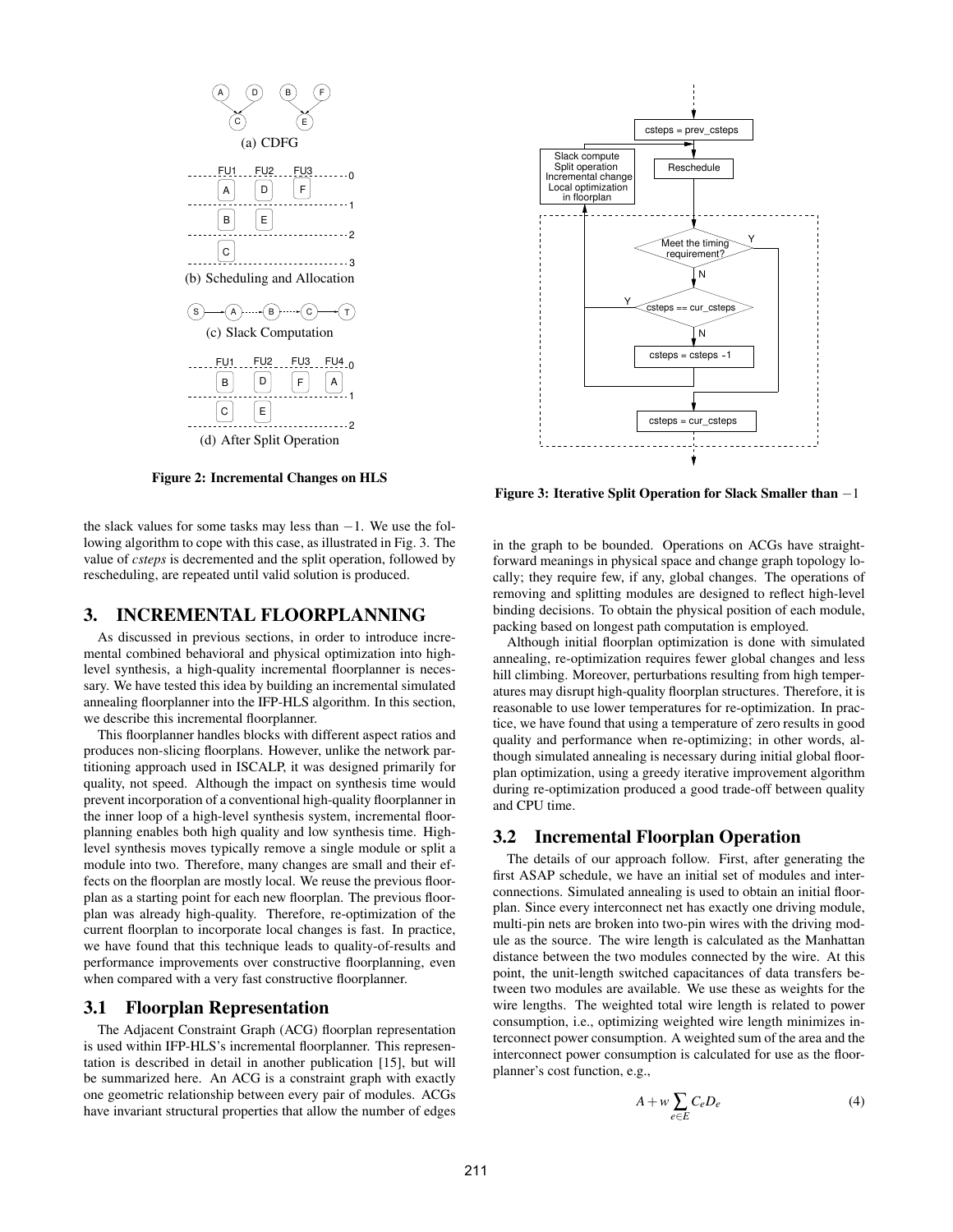Figure 2: Incremental Changes on HLS

Figure 3: Iterative Split Operation for Slack Smaller than $-1$

the slack values for some tasks may less than $-1$. We use the following algorithm to cope with this case, as illustrated in Fig. 3. The value of *csteps* is decremented and the split operation, followed by rescheduling, are repeated until valid solution is produced.

## 3. INCREMENTAL FLOORPLANNING

As discussed in previous sections, in order to introduce incremental combined behavioral and physical optimization into high-level synthesis, a high-quality incremental floorplanner is necessary. We have tested this idea by building an incremental simulated annealing floorplanner into the IFP-HLS algorithm. In this section, we describe this incremental floorplanner.

This floorplanner handles blocks with different aspect ratios and produces non-slicing floorplans. However, unlike the network partitioning approach used in ISCALP, it was designed primarily for quality, not speed. Although the impact on synthesis time would prevent incorporation of a conventional high-quality floorplanner in the inner loop of a high-level synthesis system, incremental floorplanning enables both high quality and low synthesis time. High-level synthesis moves typically remove a single module or split a module into two. Therefore, many changes are small and their effects on the floorplan are mostly local. We reuse the previous floorplan as a starting point for each new floorplan. The previous floorplan was already high-quality. Therefore, re-optimization of the current floorplan to incorporate local changes is fast. In practice, we have found that this technique leads to quality-of-results and performance improvements over constructive floorplanning, even when compared with a very fast constructive floorplanner.

### 3.1 Floorplan Representation

The Adjacent Constraint Graph (ACG) floorplan representation is used within IFP-HLS's incremental floorplanner. This representation is described in detail in another publication [15], but will be summarized here. An ACG is a constraint graph with exactly one geometric relationship between every pair of modules. ACGs have invariant structural properties that allow the number of edges in the graph to be bounded. Operations on ACGs have straightforward meanings in physical space and change graph topology locally; they require few, if any, global changes. The operations of removing and splitting modules are designed to reflect high-level binding decisions. To obtain the physical position of each module, packing based on longest path computation is employed.

Although initial floorplan optimization is done with simulated annealing, re-optimization requires fewer global changes and less hill climbing. Moreover, perturbations resulting from high temperatures may disrupt high-quality floorplan structures. Therefore, it is reasonable to use lower temperatures for re-optimization. In practice, we have found that using a temperature of zero results in good quality and performance when re-optimizing; in other words, although simulated annealing is necessary during initial global floorplan optimization, using a greedy iterative improvement algorithm during re-optimization produced a good trade-off between quality and CPU time.

### 3.2 Incremental Floorplan Operation

The details of our approach follow. First, after generating the first ASAP schedule, we have an initial set of modules and interconnections. Simulated annealing is used to obtain an initial floorplan. Since every interconnect net has exactly one driving module, multi-pin nets are broken into two-pin wires with the driving module as the source. The wire length is calculated as the Manhattan distance between the two modules connected by the wire. At this point, the unit-length switched capacitances of data transfers between two modules are available. We use these as weights for the wire lengths. The weighted total wire length is related to power consumption, i.e., optimizing weighted wire length minimizes interconnect power consumption. A weighted sum of the area and the interconnect power consumption is calculated for use as the floorplanner's cost function, e.g.,

$$A + w \sum_{e \in E} C_e D_e \tag{4}$$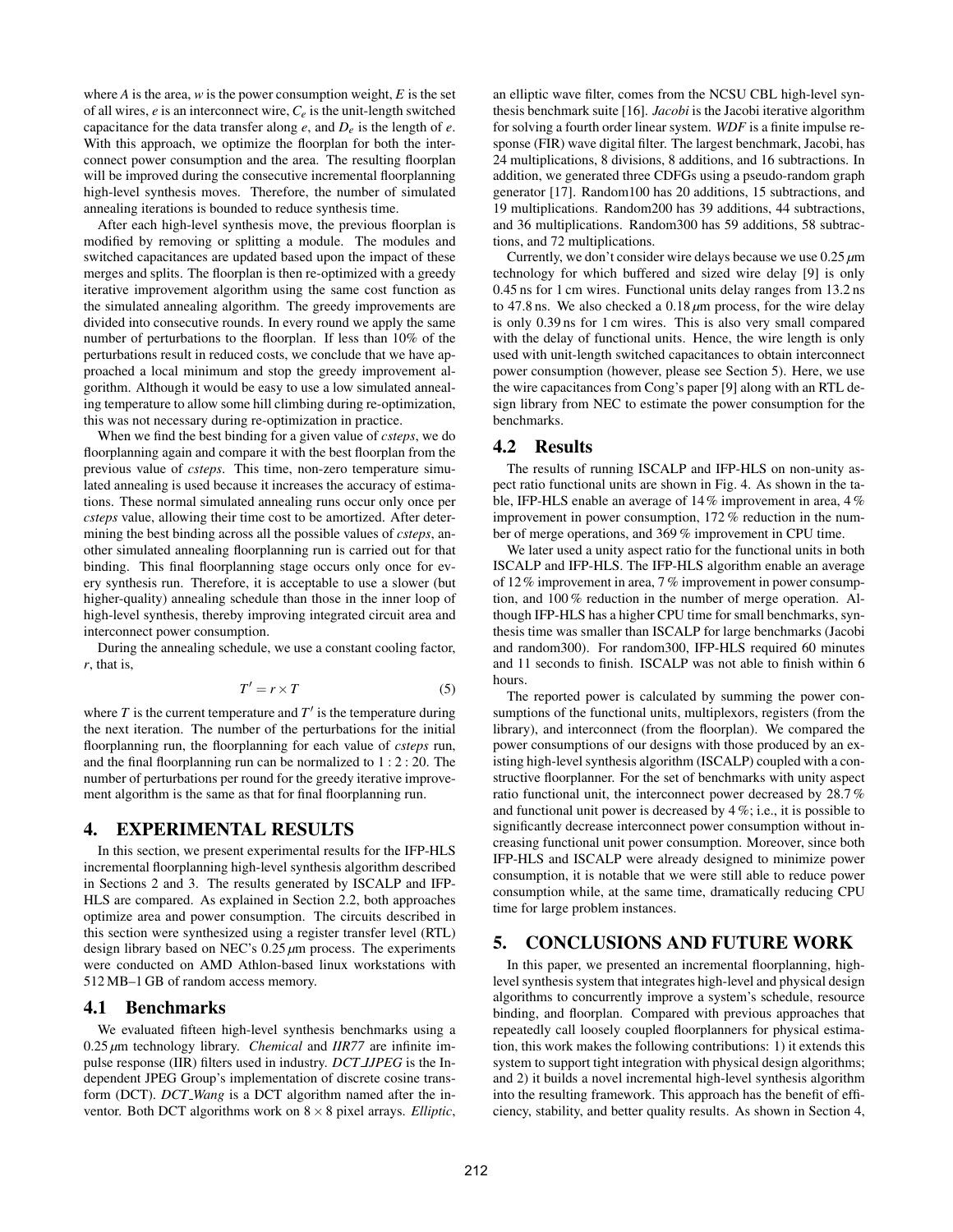where $A$ is the area, $w$ is the power consumption weight, $E$ is the set of all wires, $e$ is an interconnect wire, $C_e$ is the unit-length switched capacitance for the data transfer along $e$, and $D_e$ is the length of $e$. With this approach, we optimize the floorplan for both the interconnect power consumption and the area. The resulting floorplan will be improved during the consecutive incremental floorplanning high-level synthesis moves. Therefore, the number of simulated annealing iterations is bounded to reduce synthesis time.

After each high-level synthesis move, the previous floorplan is modified by removing or splitting a module. The modules and switched capacitances are updated based upon the impact of these merges and splits. The floorplan is then re-optimized with a greedy iterative improvement algorithm using the same cost function as the simulated annealing algorithm. The greedy improvements are divided into consecutive rounds. In every round we apply the same number of perturbations to the floorplan. If less than 10% of the perturbations result in reduced costs, we conclude that we have approached a local minimum and stop the greedy improvement algorithm. Although it would be easy to use a low simulated annealing temperature to allow some hill climbing during re-optimization, this was not necessary during re-optimization in practice.

When we find the best binding for a given value of *csteps*, we do floorplanning again and compare it with the best floorplan from the previous value of *csteps*. This time, non-zero temperature simulated annealing is used because it increases the accuracy of estimations. These normal simulated annealing runs occur only once per *csteps* value, allowing their time cost to be amortized. After determining the best binding across all the possible values of *csteps*, another simulated annealing floorplanning run is carried out for that binding. This final floorplanning stage occurs only once for every synthesis run. Therefore, it is acceptable to use a slower (but higher-quality) annealing schedule than those in the inner loop of high-level synthesis, thereby improving integrated circuit area and interconnect power consumption.

During the annealing schedule, we use a constant cooling factor, $r$, that is,

$$T' = r \times T \tag{5}$$

where $T$ is the current temperature and $T'$ is the temperature during the next iteration. The number of the perturbations for the initial floorplanning run, the floorplanning for each value of *csteps* run, and the final floorplanning run can be normalized to $1 : 2 : 20$. The number of perturbations per round for the greedy iterative improvement algorithm is the same as that for final floorplanning run.

## 4. EXPERIMENTAL RESULTS

In this section, we present experimental results for the IFP-HLS incremental floorplanning high-level synthesis algorithm described in Sections 2 and 3. The results generated by ISCALP and IFP-HLS are compared. As explained in Section 2.2, both approaches optimize area and power consumption. The circuits described in this section were synthesized using a register transfer level (RTL) design library based on NEC's $0.25\,\mu$m process. The experiments were conducted on AMD Athlon-based linux workstations with 512 MB–1 GB of random access memory.

### 4.1 Benchmarks

We evaluated fifteen high-level synthesis benchmarks using a $0.25\,\mu$m technology library. *Chemical* and *IIR77* are infinite impulse response (IIR) filters used in industry. *DCT_IJPEG* is the Independent JPEG Group's implementation of discrete cosine transform (DCT). *DCT_Wang* is a DCT algorithm named after the inventor. Both DCT algorithms work on $8 \times 8$ pixel arrays. *Elliptic*, an elliptic wave filter, comes from the NCSU CBL high-level synthesis benchmark suite [16]. *Jacobi* is the Jacobi iterative algorithm for solving a fourth order linear system. *WDF* is a finite impulse response (FIR) wave digital filter. The largest benchmark, Jacobi, has 24 multiplications, 8 divisions, 8 additions, and 16 subtractions. In addition, we generated three CDFGs using a pseudo-random graph generator [17]. Random100 has 20 additions, 15 subtractions, and 19 multiplications. Random200 has 39 additions, 44 subtractions, and 36 multiplications. Random300 has 59 additions, 58 subtractions, and 72 multiplications.

Currently, we don't consider wire delays because we use $0.25\,\mu$m technology for which buffered and sized wire delay [9] is only 0.45 ns for 1 cm wires. Functional units delay ranges from 13.2 ns to 47.8 ns. We also checked a $0.18\,\mu$m process, for the wire delay is only 0.39 ns for 1 cm wires. This is also very small compared with the delay of functional units. Hence, the wire length is only used with unit-length switched capacitances to obtain interconnect power consumption (however, please see Section 5). Here, we use the wire capacitances from Cong's paper [9] along with an RTL design library from NEC to estimate the power consumption for the benchmarks.

### 4.2 Results

The results of running ISCALP and IFP-HLS on non-unity aspect ratio functional units are shown in Fig. 4. As shown in the table, IFP-HLS enable an average of 14 % improvement in area, 4 % improvement in power consumption, 172 % reduction in the number of merge operations, and 369 % improvement in CPU time.

We later used a unity aspect ratio for the functional units in both ISCALP and IFP-HLS. The IFP-HLS algorithm enable an average of 12 % improvement in area, 7 % improvement in power consumption, and 100 % reduction in the number of merge operation. Although IFP-HLS has a higher CPU time for small benchmarks, synthesis time was smaller than ISCALP for large benchmarks (Jacobi and random300). For random300, IFP-HLS required 60 minutes and 11 seconds to finish. ISCALP was not able to finish within 6 hours.

The reported power is calculated by summing the power consumptions of the functional units, multiplexors, registers (from the library), and interconnect (from the floorplan). We compared the power consumptions of our designs with those produced by an existing high-level synthesis algorithm (ISCALP) coupled with a constructive floorplanner. For the set of benchmarks with unity aspect ratio functional unit, the interconnect power decreased by 28.7 % and functional unit power is decreased by 4 %; i.e., it is possible to significantly decrease interconnect power consumption without increasing functional unit power consumption. Moreover, since both IFP-HLS and ISCALP were already designed to minimize power consumption, it is notable that we were still able to reduce power consumption while, at the same time, dramatically reducing CPU time for large problem instances.

## 5. CONCLUSIONS AND FUTURE WORK

In this paper, we presented an incremental floorplanning, high-level synthesis system that integrates high-level and physical design algorithms to concurrently improve a system's schedule, resource binding, and floorplan. Compared with previous approaches that repeatedly call loosely coupled floorplanners for physical estimation, this work makes the following contributions: 1) it extends this system to support tight integration with physical design algorithms; and 2) it builds a novel incremental high-level synthesis algorithm into the resulting framework. This approach has the benefit of efficiency, stability, and better quality results. As shown in Section 4,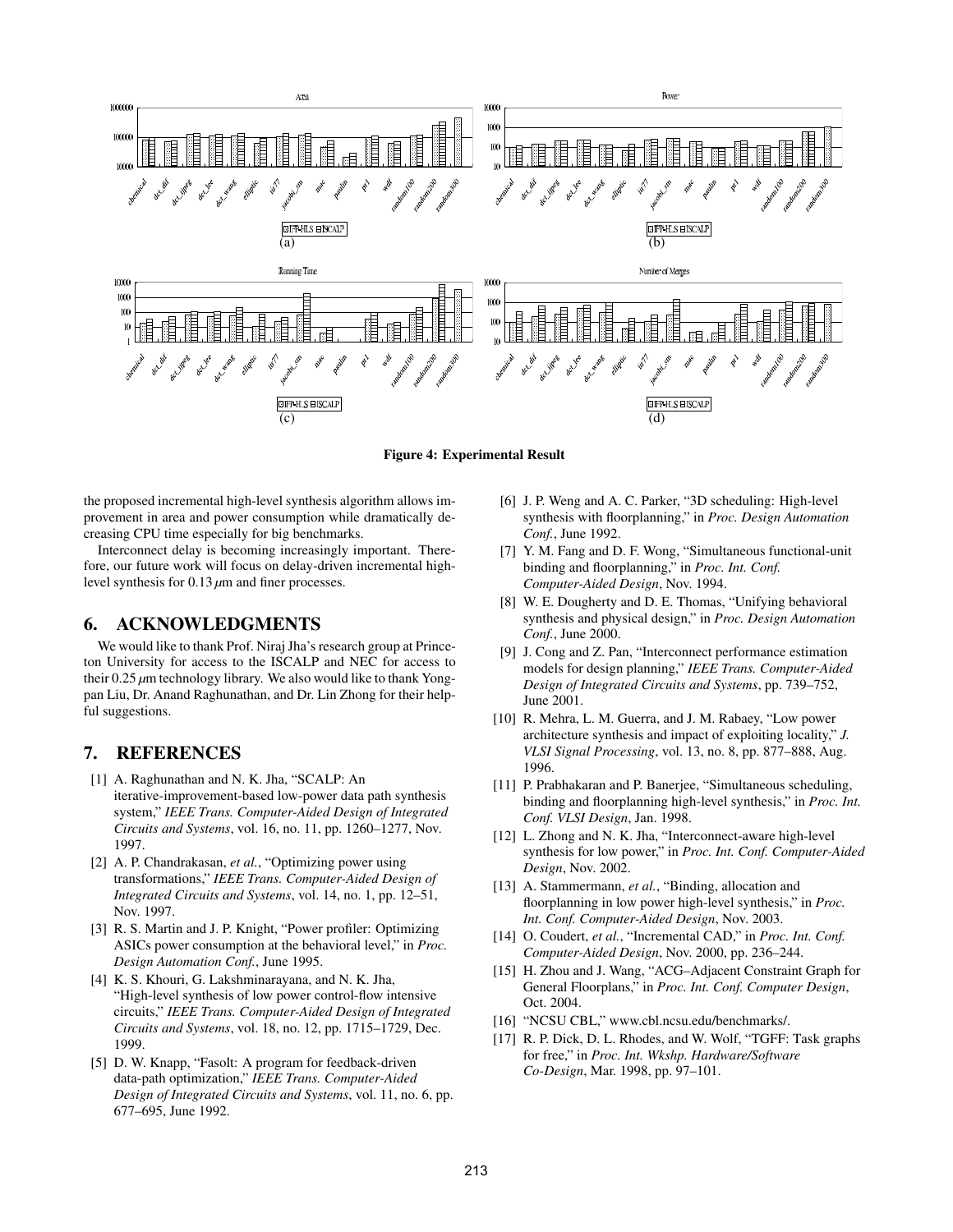Area

1000000
100000
10000

chemical dct_dif dct_ijpeg dct_lee dct_wang elliptic iir77 jacobi_sm mac paulin pr1 wdf random100 random200 random300

IFP-HLS ISCALP

(a)

Power

10000
1000
100
10

chemical dct_dif dct_ijpeg dct_lee dct_wang elliptic iir77 jacobi_sm mac paulin pr1 wdf random100 random200 random300

IFP-HLS ISCALP

(b)

Running Time

10000
1000
100
10
1

chemical dct_dif dct_ijpeg dct_lee dct_wang elliptic iir77 jacobi_sm mac paulin pr1 wdf random100 random200 random300

IFP-HLS ISCALP

(c)

Number of Merges

10000
1000
100
10

chemical dct_dif dct_ijpeg dct_lee dct_wang elliptic iir77 jacobi_sm mac paulin pr1 wdf random100 random200 random300

IFP-HLS ISCALP

(d)

**Figure 4: Experimental Result**

the proposed incremental high-level synthesis algorithm allows improvement in area and power consumption while dramatically decreasing CPU time especially for big benchmarks.

Interconnect delay is becoming increasingly important. Therefore, our future work will focus on delay-driven incremental high-level synthesis for 0.13 $\mu$m and finer processes.

## 6. ACKNOWLEDGMENTS

We would like to thank Prof. Niraj Jha's research group at Princeton University for access to the ISCALP and NEC for access to their 0.25 $\mu$m technology library. We also would like to thank Yongpan Liu, Dr. Anand Raghunathan, and Dr. Lin Zhong for their helpful suggestions.

## 7. REFERENCES

[1] A. Raghunathan and N. K. Jha, "SCALP: An iterative-improvement-based low-power data path synthesis system," *IEEE Trans. Computer-Aided Design of Integrated Circuits and Systems*, vol. 16, no. 11, pp. 1260–1277, Nov. 1997.

[2] A. P. Chandrakasan, *et al.*, "Optimizing power using transformations," *IEEE Trans. Computer-Aided Design of Integrated Circuits and Systems*, vol. 14, no. 1, pp. 12–51, Nov. 1997.

[3] R. S. Martin and J. P. Knight, "Power profiler: Optimizing ASICs power consumption at the behavioral level," in *Proc. Design Automation Conf.*, June 1995.

[4] K. S. Khouri, G. Lakshminarayana, and N. K. Jha, "High-level synthesis of low power control-flow intensive circuits," *IEEE Trans. Computer-Aided Design of Integrated Circuits and Systems*, vol. 18, no. 12, pp. 1715–1729, Dec. 1999.

[5] D. W. Knapp, "Fasolt: A program for feedback-driven data-path optimization," *IEEE Trans. Computer-Aided Design of Integrated Circuits and Systems*, vol. 11, no. 6, pp. 677–695, June 1992.

[6] J. P. Weng and A. C. Parker, "3D scheduling: High-level synthesis with floorplanning," in *Proc. Design Automation Conf.*, June 1992.

[7] Y. M. Fang and D. F. Wong, "Simultaneous functional-unit binding and floorplanning," in *Proc. Int. Conf. Computer-Aided Design*, Nov. 1994.

[8] W. E. Dougherty and D. E. Thomas, "Unifying behavioral synthesis and physical design," in *Proc. Design Automation Conf.*, June 2000.

[9] J. Cong and Z. Pan, "Interconnect performance estimation models for design planning," *IEEE Trans. Computer-Aided Design of Integrated Circuits and Systems*, pp. 739–752, June 2001.

[10] R. Mehra, L. M. Guerra, and J. M. Rabaey, "Low power architecture synthesis and impact of exploiting locality," *J. VLSI Signal Processing*, vol. 13, no. 8, pp. 877–888, Aug. 1996.

[11] P. Prabhakaran and P. Banerjee, "Simultaneous scheduling, binding and floorplanning high-level synthesis," in *Proc. Int. Conf. VLSI Design*, Jan. 1998.

[12] L. Zhong and N. K. Jha, "Interconnect-aware high-level synthesis for low power," in *Proc. Int. Conf. Computer-Aided Design*, Nov. 2002.

[13] A. Stammermann, *et al.*, "Binding, allocation and floorplanning in low power high-level synthesis," in *Proc. Int. Conf. Computer-Aided Design*, Nov. 2003.

[14] O. Coudert, *et al.*, "Incremental CAD," in *Proc. Int. Conf. Computer-Aided Design*, Nov. 2000, pp. 236–244.

[15] H. Zhou and J. Wang, "ACG–Adjacent Constraint Graph for General Floorplans," in *Proc. Int. Conf. Computer Design*, Oct. 2004.

[16] "NCSU CBL," www.cbl.ncsu.edu/benchmarks/.

[17] R. P. Dick, D. L. Rhodes, and W. Wolf, "TGFF: Task graphs for free," in *Proc. Int. Wkshp. Hardware/Software Co-Design*, Mar. 1998, pp. 97–101.